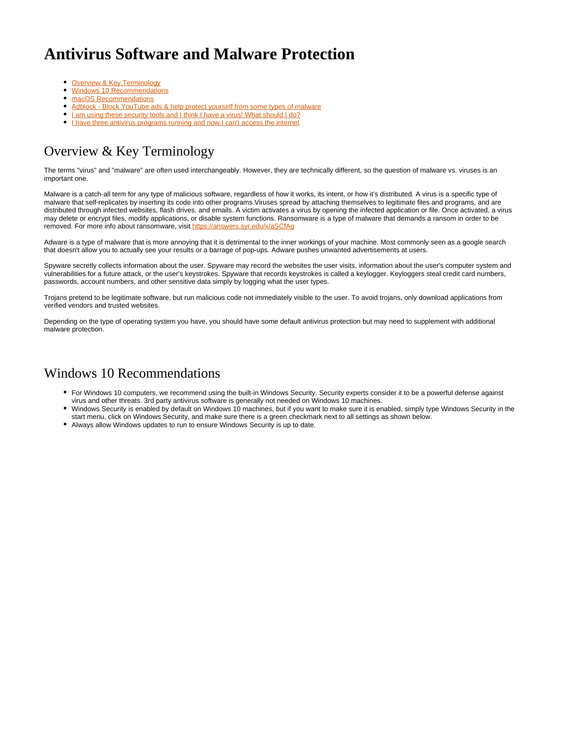# Antivirus Software and Malware Protection

- [Overview & Key Terminology](#)
- [Windows 10 Recommendations](#)
- [macOS Recommendations](#)
- [Adblock - Block YouTube ads & help protect yourself from some types of malware](#)
- [I am using these security tools and I think I have a virus! What should I do?](#)
- [I have three antivirus programs running and now I can't access the internet](#)

## Overview & Key Terminology

The terms "virus" and "malware" are often used interchangeably. However, they are technically different, so the question of malware vs. viruses is an important one.

Malware is a catch-all term for any type of malicious software, regardless of how it works, its intent, or how it's distributed. A virus is a specific type of malware that self-replicates by inserting its code into other programs.Viruses spread by attaching themselves to legitimate files and programs, and are distributed through infected websites, flash drives, and emails. A victim activates a virus by opening the infected application or file. Once activated, a virus may delete or encrypt files, modify applications, or disable system functions. Ransomware is a type of malware that demands a ransom in order to be removed. For more info about ransomware, visit [https://answers.syr.edu/x/aSCfAg](https://answers.syr.edu/x/aSCfAg)

Adware is a type of malware that is more annoying that it is detrimental to the inner workings of your machine. Most commonly seen as a google search that doesn't allow you to actually see your results or a barrage of pop-ups. Adware pushes unwanted advertisements at users.

Spyware secretly collects information about the user. Spyware may record the websites the user visits, information about the user's computer system and vulnerabilities for a future attack, or the user's keystrokes. Spyware that records keystrokes is called a keylogger. Keyloggers steal credit card numbers, passwords, account numbers, and other sensitive data simply by logging what the user types.

Trojans pretend to be legitimate software, but run malicious code not immediately visible to the user. To avoid trojans, only download applications from verified vendors and trusted websites.

Depending on the type of operating system you have, you should have some default antivirus protection but may need to supplement with additional malware protection.

## Windows 10 Recommendations

- For Windows 10 computers, we recommend using the built-in Windows Security. Security experts consider it to be a powerful defense against virus and other threats. 3rd party antivirus software is generally not needed on Windows 10 machines.
- Windows Security is enabled by default on Windows 10 machines, but if you want to make sure it is enabled, simply type Windows Security in the start menu, click on Windows Security, and make sure there is a green checkmark next to all settings as shown below.
- Always allow Windows updates to run to ensure Windows Security is up to date.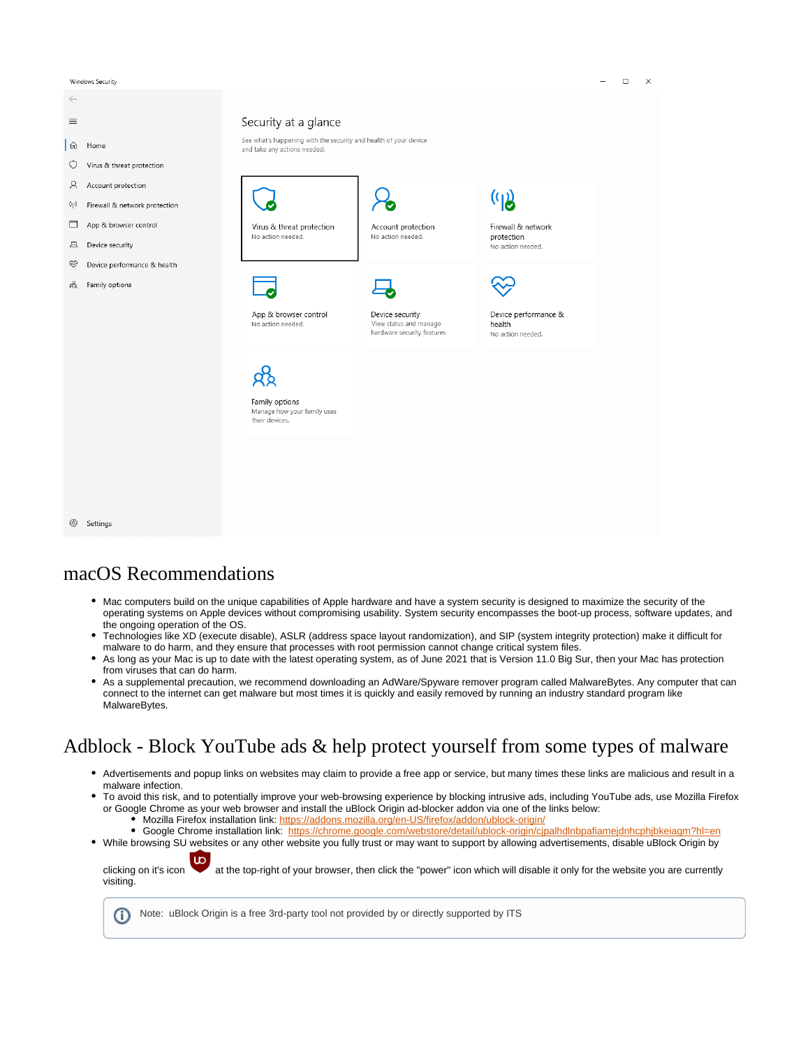## macOS Recommendations

- Mac computers build on the unique capabilities of Apple hardware and have a system security is designed to maximize the security of the operating systems on Apple devices without compromising usability. System security encompasses the boot-up process, software updates, and the ongoing operation of the OS.
- Technologies like XD (execute disable), ASLR (address space layout randomization), and SIP (system integrity protection) make it difficult for malware to do harm, and they ensure that processes with root permission cannot change critical system files.
- As long as your Mac is up to date with the latest operating system, as of June 2021 that is Version 11.0 Big Sur, then your Mac has protection from viruses that can do harm.
- As a supplemental precaution, we recommend downloading an AdWare/Spyware remover program called MalwareBytes. Any computer that can connect to the internet can get malware but most times it is quickly and easily removed by running an industry standard program like MalwareBytes.

## Adblock - Block YouTube ads & help protect yourself from some types of malware

- Advertisements and popup links on websites may claim to provide a free app or service, but many times these links are malicious and result in a malware infection.
- To avoid this risk, and to potentially improve your web-browsing experience by blocking intrusive ads, including YouTube ads, use Mozilla Firefox or Google Chrome as your web browser and install the uBlock Origin ad-blocker addon via one of the links below:
  - Mozilla Firefox installation link: https://addons.mozilla.org/en-US/firefox/addon/ublock-origin/
  - Google Chrome installation link: https://chrome.google.com/webstore/detail/ublock-origin/cjpalhdlnbpafiamejdnhcphjbkeiagm?hl=en
- While browsing SU websites or any other website you fully trust or may want to support by allowing advertisements, disable uBlock Origin by clicking on it's icon at the top-right of your browser, then click the "power" icon which will disable it only for the website you are currently visiting.

> Note: uBlock Origin is a free 3rd-party tool not provided by or directly supported by ITS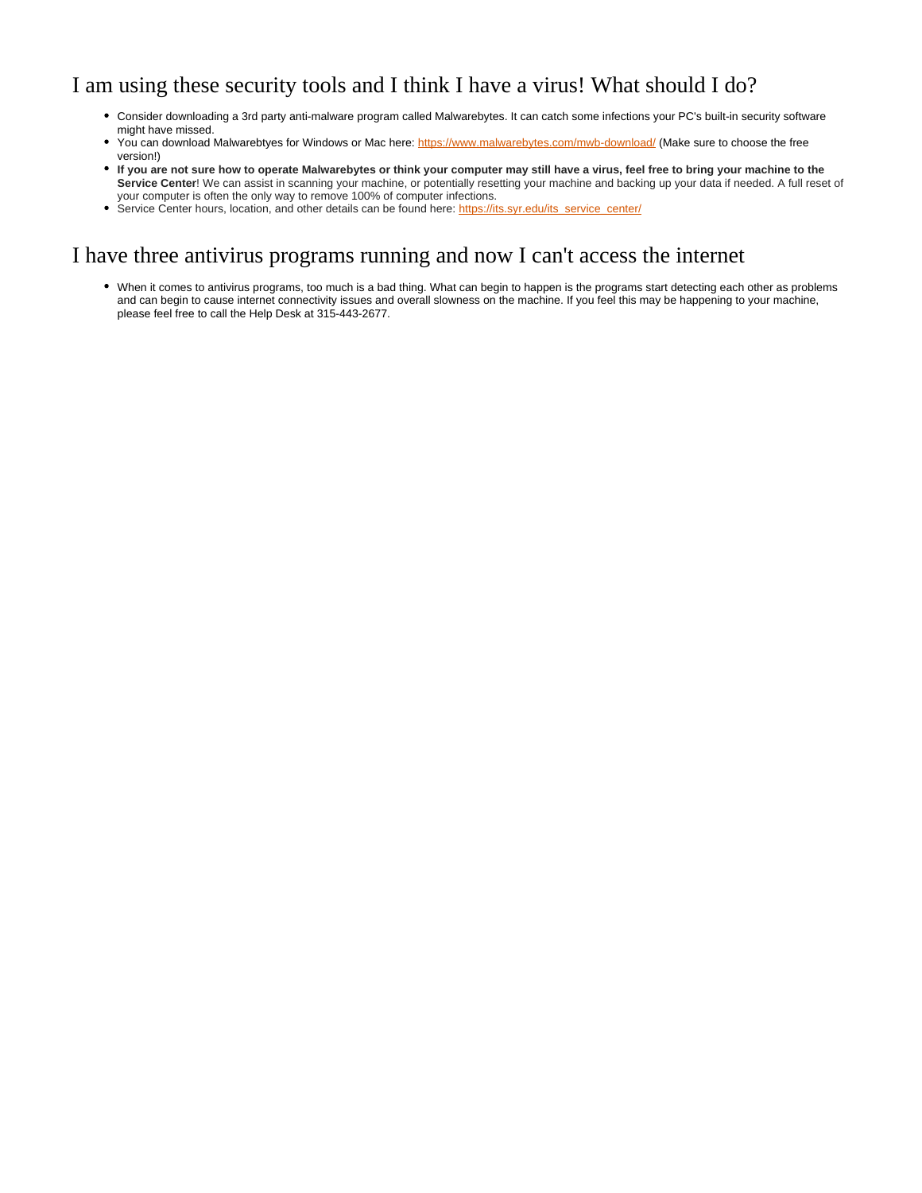## I am using these security tools and I think I have a virus! What should I do?

- Consider downloading a 3rd party anti-malware program called Malwarebytes. It can catch some infections your PC's built-in security software might have missed.
- You can download Malwarebtyes for Windows or Mac here: https://www.malwarebytes.com/mwb-download/ (Make sure to choose the free version!)
- **If you are not sure how to operate Malwarebytes or think your computer may still have a virus, feel free to bring your machine to the Service Center**! We can assist in scanning your machine, or potentially resetting your machine and backing up your data if needed. A full reset of your computer is often the only way to remove 100% of computer infections.
- Service Center hours, location, and other details can be found here: https://its.syr.edu/its_service_center/

## I have three antivirus programs running and now I can't access the internet

- When it comes to antivirus programs, too much is a bad thing. What can begin to happen is the programs start detecting each other as problems and can begin to cause internet connectivity issues and overall slowness on the machine. If you feel this may be happening to your machine, please feel free to call the Help Desk at 315-443-2677.